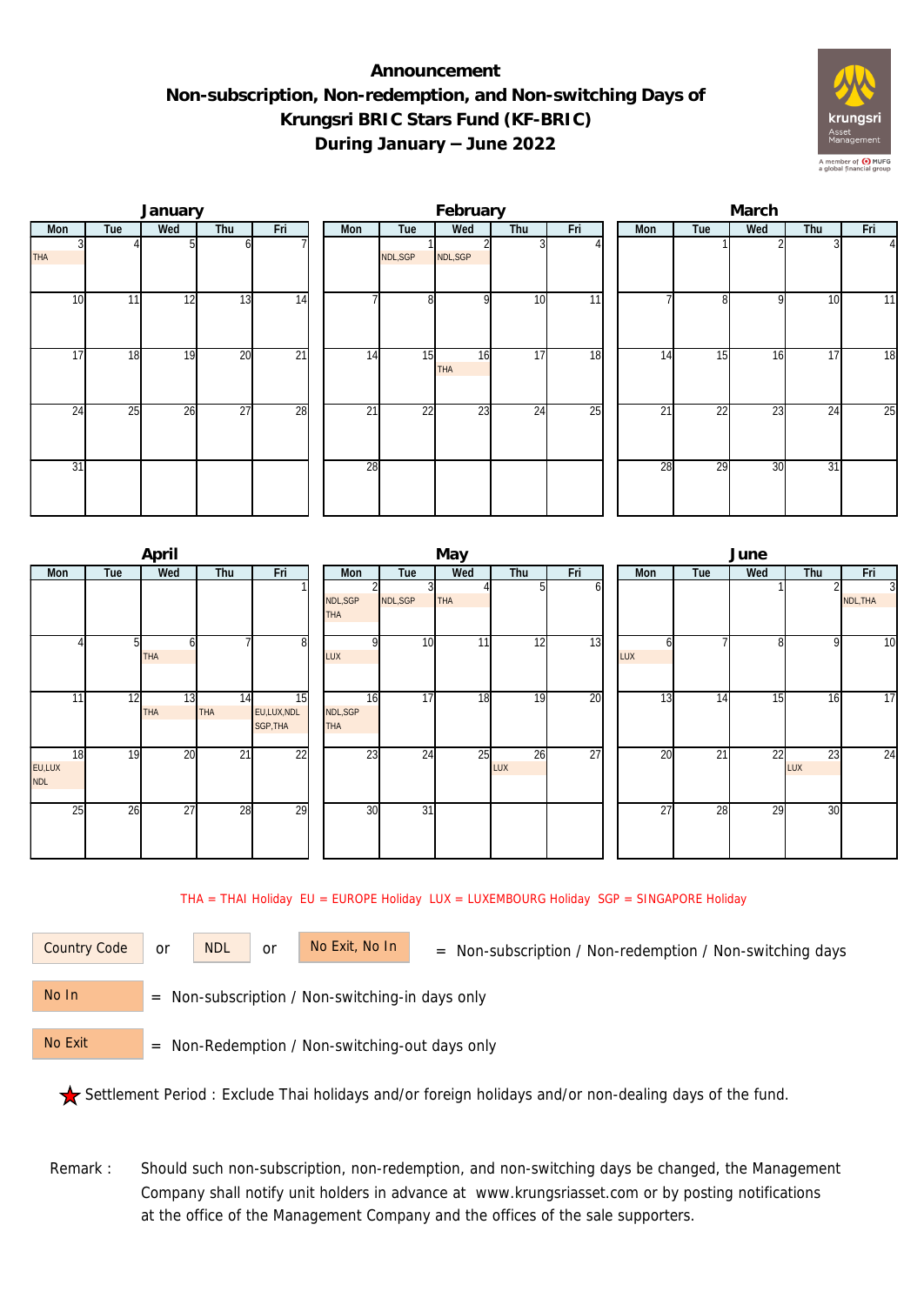# Announcement
## Non-subscription, Non-redemption, and Non-switching Days of Krungsri BRIC Stars Fund (KF-BRIC)
## During January – June 2022

### January

| Mon | Tue | Wed | Thu | Fri |
|---|---|---|---|---|
| 3 THA | 4 | 5 | 6 | 7 |
| 10 | 11 | 12 | 13 | 14 |
| 17 | 18 | 19 | 20 | 21 |
| 24 | 25 | 26 | 27 | 28 |
| 31 | | | | |

### February

| Mon | Tue | Wed | Thu | Fri |
|---|---|---|---|---|
| | 1 NDL,SGP | 2 NDL,SGP | 3 | 4 |
| 7 | 8 | 9 | 10 | 11 |
| 14 | 15 | 16 THA | 17 | 18 |
| 21 | 22 | 23 | 24 | 25 |
| 28 | | | | |

### March

| Mon | Tue | Wed | Thu | Fri |
|---|---|---|---|---|
| | 1 | 2 | 3 | 4 |
| 7 | 8 | 9 | 10 | 11 |
| 14 | 15 | 16 | 17 | 18 |
| 21 | 22 | 23 | 24 | 25 |
| 28 | 29 | 30 | 31 | |

### April

| Mon | Tue | Wed | Thu | Fri |
|---|---|---|---|---|
| | | | | 1 |
| 4 | 5 | 6 THA | 7 | 8 |
| 11 | 12 | 13 THA | 14 THA | 15 EU,LUX,NDL SGP,THA |
| 18 EU,LUX NDL | 19 | 20 | 21 | 22 |
| 25 | 26 | 27 | 28 | 29 |

### May

| Mon | Tue | Wed | Thu | Fri |
|---|---|---|---|---|
| 2 NDL,SGP THA | 3 NDL,SGP | 4 THA | 5 | 6 |
| 9 LUX | 10 | 11 | 12 | 13 |
| 16 NDL,SGP THA | 17 | 18 | 19 | 20 |
| 23 | 24 | 25 | 26 LUX | 27 |
| 30 | 31 | | | |

### June

| Mon | Tue | Wed | Thu | Fri |
|---|---|---|---|---|
| | | 1 | 2 | 3 NDL,THA |
| 6 LUX | 7 | 8 | 9 | 10 |
| 13 | 14 | 15 | 16 | 17 |
| 20 | 21 | 22 | 23 LUX | 24 |
| 27 | 28 | 29 | 30 | |

THA = THAI Holiday EU = EUROPE Holiday LUX = LUXEMBOURG Holiday SGP = SINGAPORE Holiday

Country Code or NDL or No Exit, No In = Non-subscription / Non-redemption / Non-switching days

No In = Non-subscription / Non-switching-in days only

No Exit = Non-Redemption / Non-switching-out days only

★ Settlement Period : Exclude Thai holidays and/or foreign holidays and/or non-dealing days of the fund.

Remark : Should such non-subscription, non-redemption, and non-switching days be changed, the Management Company shall notify unit holders in advance at www.krungsriasset.com or by posting notifications at the office of the Management Company and the offices of the sale supporters.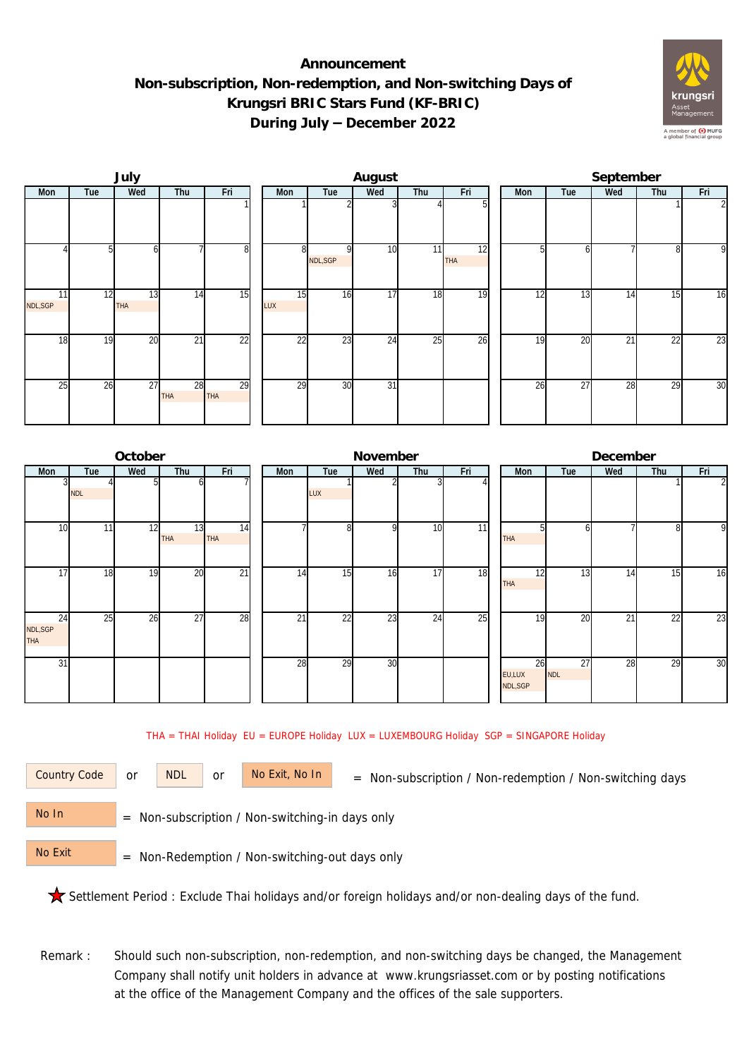# Announcement
## Non-subscription, Non-redemption, and Non-switching Days of Krungsri BRIC Stars Fund (KF-BRIC) During July – December 2022

### July

| Mon | Tue | Wed | Thu | Fri |
|---|---|---|---|---|
| | | | | 1 |
| 4 | 5 | 6 | 7 | 8 |
| 11 NDL,SGP | 12 | 13 THA | 14 | 15 |
| 18 | 19 | 20 | 21 | 22 |
| 25 | 26 | 27 | 28 THA | 29 THA |

### August

| Mon | Tue | Wed | Thu | Fri |
|---|---|---|---|---|
| 1 | 2 | 3 | 4 | 5 |
| 8 | 9 NDL,SGP | 10 | 11 | 12 THA |
| 15 LUX | 16 | 17 | 18 | 19 |
| 22 | 23 | 24 | 25 | 26 |
| 29 | 30 | 31 | | |

### September

| Mon | Tue | Wed | Thu | Fri |
|---|---|---|---|---|
| | | | 1 | 2 |
| 5 | 6 | 7 | 8 | 9 |
| 12 | 13 | 14 | 15 | 16 |
| 19 | 20 | 21 | 22 | 23 |
| 26 | 27 | 28 | 29 | 30 |

### October

| Mon | Tue | Wed | Thu | Fri |
|---|---|---|---|---|
| 3 | 4 NDL | 5 | 6 | 7 |
| 10 | 11 | 12 | 13 THA | 14 THA |
| 17 | 18 | 19 | 20 | 21 |
| 24 NDL,SGP THA | 25 | 26 | 27 | 28 |
| 31 | | | | |

### November

| Mon | Tue | Wed | Thu | Fri |
|---|---|---|---|---|
| | 1 LUX | 2 | 3 | 4 |
| 7 | 8 | 9 | 10 | 11 |
| 14 | 15 | 16 | 17 | 18 |
| 21 | 22 | 23 | 24 | 25 |
| 28 | 29 | 30 | | |

### December

| Mon | Tue | Wed | Thu | Fri |
|---|---|---|---|---|
| | | | 1 | 2 |
| 5 THA | 6 | 7 | 8 | 9 |
| 12 THA | 13 | 14 | 15 | 16 |
| 19 | 20 | 21 | 22 | 23 |
| 26 EU,LUX NDL,SGP | 27 NDL | 28 | 29 | 30 |

THA = THAI Holiday EU = EUROPE Holiday LUX = LUXEMBOURG Holiday SGP = SINGAPORE Holiday

Country Code or NDL or No Exit, No In = Non-subscription / Non-redemption / Non-switching days

No In = Non-subscription / Non-switching-in days only

No Exit = Non-Redemption / Non-switching-out days only

★ Settlement Period : Exclude Thai holidays and/or foreign holidays and/or non-dealing days of the fund.

Remark : Should such non-subscription, non-redemption, and non-switching days be changed, the Management Company shall notify unit holders in advance at www.krungsriasset.com or by posting notifications at the office of the Management Company and the offices of the sale supporters.